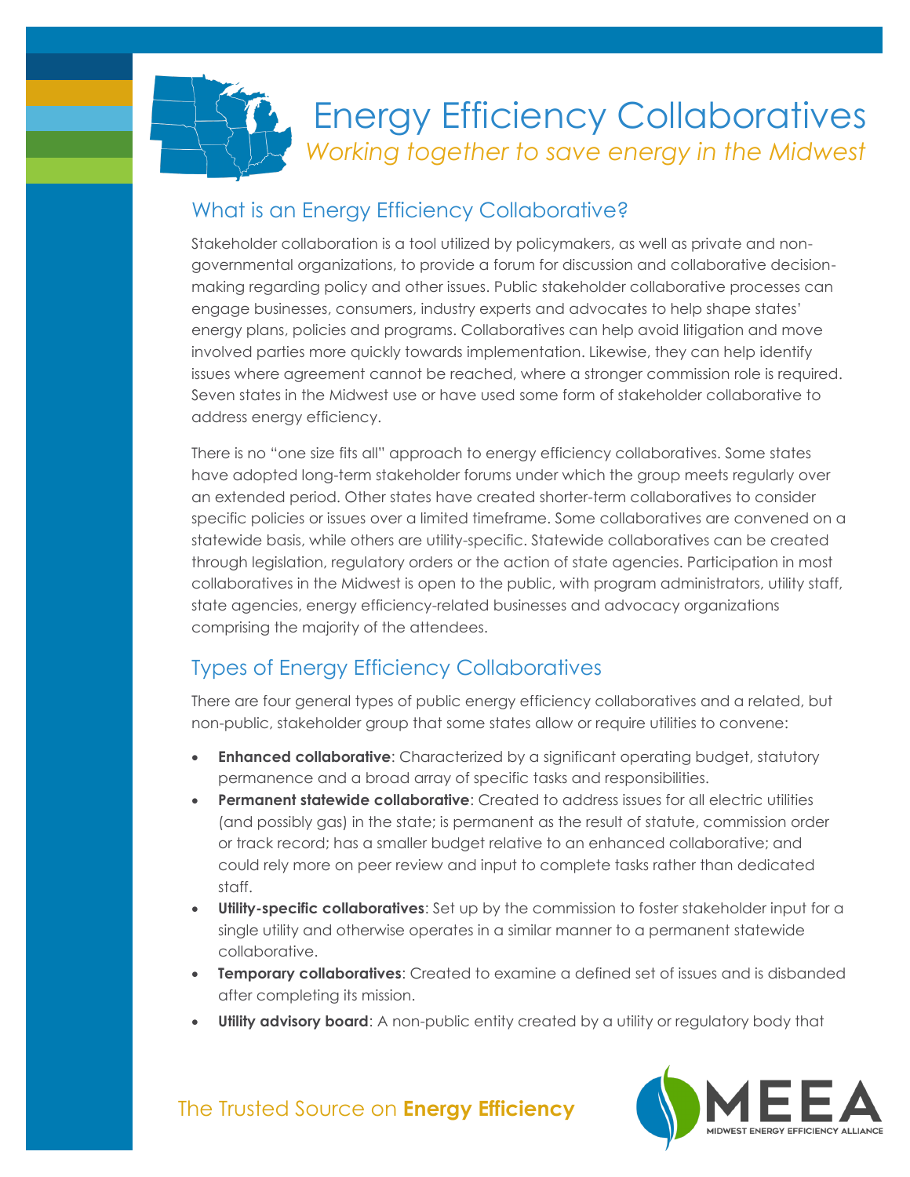# Energy Efficiency Collaboratives

*Working together to save energy in the Midwest*

## What is an Energy Efficiency Collaborative?

Stakeholder collaboration is a tool utilized by policymakers, as well as private and non-governmental organizations, to provide a forum for discussion and collaborative decision-making regarding policy and other issues. Public stakeholder collaborative processes can engage businesses, consumers, industry experts and advocates to help shape states' energy plans, policies and programs. Collaboratives can help avoid litigation and move involved parties more quickly towards implementation. Likewise, they can help identify issues where agreement cannot be reached, where a stronger commission role is required. Seven states in the Midwest use or have used some form of stakeholder collaborative to address energy efficiency.

There is no "one size fits all" approach to energy efficiency collaboratives. Some states have adopted long-term stakeholder forums under which the group meets regularly over an extended period. Other states have created shorter-term collaboratives to consider specific policies or issues over a limited timeframe. Some collaboratives are convened on a statewide basis, while others are utility-specific. Statewide collaboratives can be created through legislation, regulatory orders or the action of state agencies. Participation in most collaboratives in the Midwest is open to the public, with program administrators, utility staff, state agencies, energy efficiency-related businesses and advocacy organizations comprising the majority of the attendees.

## Types of Energy Efficiency Collaboratives

There are four general types of public energy efficiency collaboratives and a related, but non-public, stakeholder group that some states allow or require utilities to convene:

- **Enhanced collaborative**: Characterized by a significant operating budget, statutory permanence and a broad array of specific tasks and responsibilities.
- **Permanent statewide collaborative**: Created to address issues for all electric utilities (and possibly gas) in the state; is permanent as the result of statute, commission order or track record; has a smaller budget relative to an enhanced collaborative; and could rely more on peer review and input to complete tasks rather than dedicated staff.
- **Utility-specific collaboratives**: Set up by the commission to foster stakeholder input for a single utility and otherwise operates in a similar manner to a permanent statewide collaborative.
- **Temporary collaboratives**: Created to examine a defined set of issues and is disbanded after completing its mission.
- **Utility advisory board**: A non-public entity created by a utility or regulatory body that

The Trusted Source on **Energy Efficiency**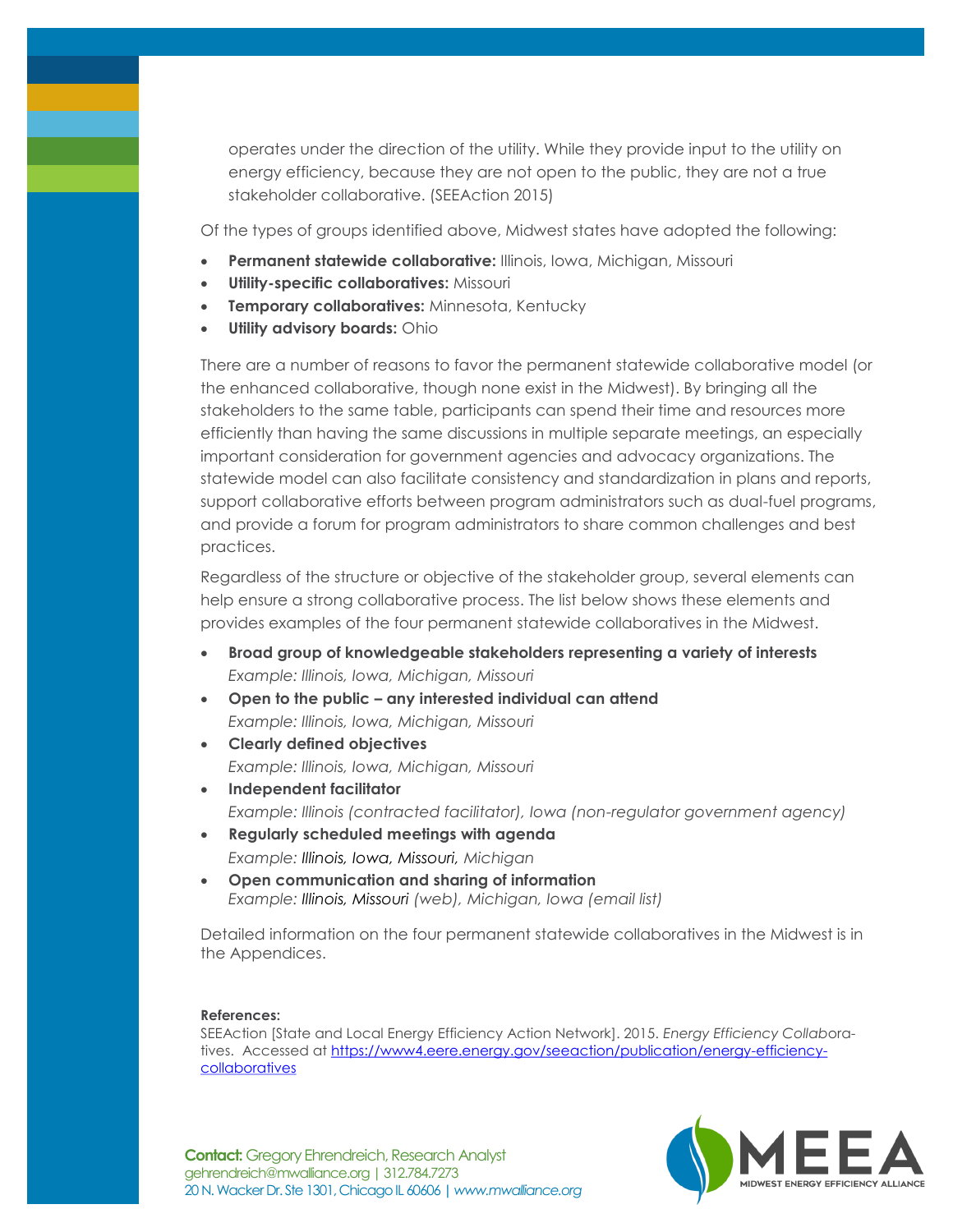operates under the direction of the utility. While they provide input to the utility on energy efficiency, because they are not open to the public, they are not a true stakeholder collaborative. (SEEAction 2015)

Of the types of groups identified above, Midwest states have adopted the following:

- **Permanent statewide collaborative:** Illinois, Iowa, Michigan, Missouri
- **Utility-specific collaboratives:** Missouri
- **Temporary collaboratives:** Minnesota, Kentucky
- **Utility advisory boards:** Ohio

There are a number of reasons to favor the permanent statewide collaborative model (or the enhanced collaborative, though none exist in the Midwest). By bringing all the stakeholders to the same table, participants can spend their time and resources more efficiently than having the same discussions in multiple separate meetings, an especially important consideration for government agencies and advocacy organizations. The statewide model can also facilitate consistency and standardization in plans and reports, support collaborative efforts between program administrators such as dual-fuel programs, and provide a forum for program administrators to share common challenges and best practices.

Regardless of the structure or objective of the stakeholder group, several elements can help ensure a strong collaborative process. The list below shows these elements and provides examples of the four permanent statewide collaboratives in the Midwest.

- **Broad group of knowledgeable stakeholders representing a variety of interests**
  *Example: Illinois, Iowa, Michigan, Missouri*
- **Open to the public – any interested individual can attend**
  *Example: Illinois, Iowa, Michigan, Missouri*
- **Clearly defined objectives**
  *Example: Illinois, Iowa, Michigan, Missouri*
- **Independent facilitator**
  *Example: Illinois (contracted facilitator), Iowa (non-regulator government agency)*
- **Regularly scheduled meetings with agenda**
  *Example: Illinois, Iowa, Missouri, Michigan*
- **Open communication and sharing of information**
  *Example: Illinois, Missouri (web), Michigan, Iowa (email list)*

Detailed information on the four permanent statewide collaboratives in the Midwest is in the Appendices.

**References:**

SEEAction [State and Local Energy Efficiency Action Network]. 2015. *Energy Efficiency Collaboratives.* Accessed at https://www4.eere.energy.gov/seeaction/publication/energy-efficiency-collaboratives

**Contact:** Gregory Ehrendreich, Research Analyst
gehrendreich@mwalliance.org | 312.784.7273
20 N. Wacker Dr. Ste 1301, Chicago IL 60606 | *www.mwalliance.org*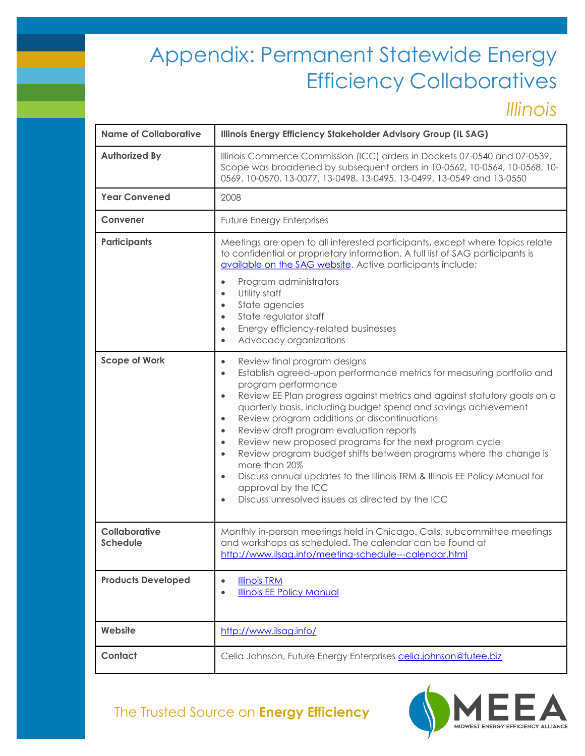# Appendix: Permanent Statewide Energy Efficiency Collaboratives

## *Illinois*

| Name of Collaborative | Illinois Energy Efficiency Stakeholder Advisory Group (IL SAG) |
|---|---|
| **Authorized By** | Illinois Commerce Commission (ICC) orders in Dockets 07-0540 and 07-0539. Scope was broadened by subsequent orders in 10-0562, 10-0564, 10-0568, 10-0569, 10-0570, 13-0077, 13-0498, 13-0495, 13-0499, 13-0549 and 13-0550 |
| **Year Convened** | 2008 |
| **Convener** | Future Energy Enterprises |
| **Participants** | Meetings are open to all interested participants, except where topics relate to confidential or proprietary information. A full list of SAG participants is [available on the SAG website](). Active participants include:<br>• Program administrators<br>• Utility staff<br>• State agencies<br>• State regulator staff<br>• Energy efficiency-related businesses<br>• Advocacy organizations |
| **Scope of Work** | • Review final program designs<br>• Establish agreed-upon performance metrics for measuring portfolio and program performance<br>• Review EE Plan progress against metrics and against statutory goals on a quarterly basis, including budget spend and savings achievement<br>• Review program additions or discontinuations<br>• Review draft program evaluation reports<br>• Review new proposed programs for the next program cycle<br>• Review program budget shifts between programs where the change is more than 20%<br>• Discuss annual updates to the Illinois TRM & Illinois EE Policy Manual for approval by the ICC<br>• Discuss unresolved issues as directed by the ICC |
| **Collaborative Schedule** | Monthly in-person meetings held in Chicago. Calls, subcommittee meetings and workshops as scheduled. The calendar can be found at http://www.ilsag.info/meeting-schedule---calendar.html |
| **Products Developed** | • Illinois TRM<br>• Illinois EE Policy Manual |
| **Website** | http://www.ilsag.info/ |
| **Contact** | Celia Johnson, Future Energy Enterprises celia.johnson@futee.biz |

The Trusted Source on **Energy Efficiency**

MEEA
MIDWEST ENERGY EFFICIENCY ALLIANCE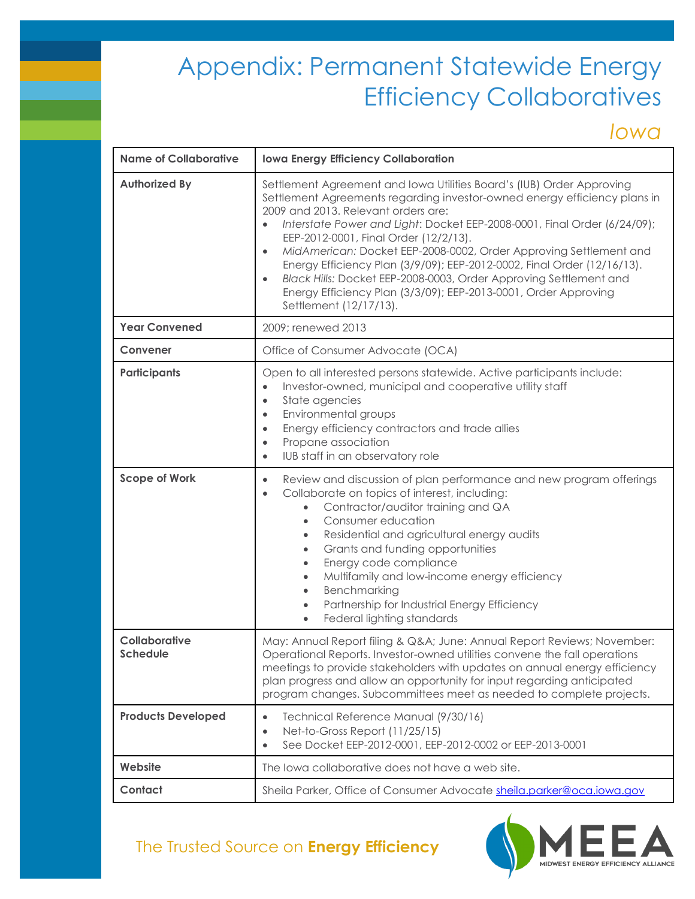# Appendix: Permanent Statewide Energy Efficiency Collaboratives

## Iowa

| Name of Collaborative | Iowa Energy Efficiency Collaboration |
|---|---|
| **Authorized By** | Settlement Agreement and Iowa Utilities Board's (IUB) Order Approving Settlement Agreements regarding investor-owned energy efficiency plans in 2009 and 2013. Relevant orders are: <br>• *Interstate Power and Light*: Docket EEP-2008-0001, Final Order (6/24/09); EEP-2012-0001, Final Order (12/2/13). <br>• *MidAmerican:* Docket EEP-2008-0002, Order Approving Settlement and Energy Efficiency Plan (3/9/09); EEP-2012-0002, Final Order (12/16/13). <br>• *Black Hills:* Docket EEP-2008-0003, Order Approving Settlement and Energy Efficiency Plan (3/3/09); EEP-2013-0001, Order Approving Settlement (12/17/13). |
| **Year Convened** | 2009; renewed 2013 |
| **Convener** | Office of Consumer Advocate (OCA) |
| **Participants** | Open to all interested persons statewide. Active participants include: <br>• Investor-owned, municipal and cooperative utility staff <br>• State agencies <br>• Environmental groups <br>• Energy efficiency contractors and trade allies <br>• Propane association <br>• IUB staff in an observatory role |
| **Scope of Work** | • Review and discussion of plan performance and new program offerings <br>• Collaborate on topics of interest, including: <br>&nbsp;&nbsp;&nbsp;&nbsp;• Contractor/auditor training and QA <br>&nbsp;&nbsp;&nbsp;&nbsp;• Consumer education <br>&nbsp;&nbsp;&nbsp;&nbsp;• Residential and agricultural energy audits <br>&nbsp;&nbsp;&nbsp;&nbsp;• Grants and funding opportunities <br>&nbsp;&nbsp;&nbsp;&nbsp;• Energy code compliance <br>&nbsp;&nbsp;&nbsp;&nbsp;• Multifamily and low-income energy efficiency <br>&nbsp;&nbsp;&nbsp;&nbsp;• Benchmarking <br>&nbsp;&nbsp;&nbsp;&nbsp;• Partnership for Industrial Energy Efficiency <br>&nbsp;&nbsp;&nbsp;&nbsp;• Federal lighting standards |
| **Collaborative Schedule** | May: Annual Report filing & Q&A; June: Annual Report Reviews; November: Operational Reports. Investor-owned utilities convene the fall operations meetings to provide stakeholders with updates on annual energy efficiency plan progress and allow an opportunity for input regarding anticipated program changes. Subcommittees meet as needed to complete projects. |
| **Products Developed** | • Technical Reference Manual (9/30/16) <br>• Net-to-Gross Report (11/25/15) <br>• See Docket EEP-2012-0001, EEP-2012-0002 or EEP-2013-0001 |
| **Website** | The Iowa collaborative does not have a web site. |
| **Contact** | Sheila Parker, Office of Consumer Advocate sheila.parker@oca.iowa.gov |

The Trusted Source on **Energy Efficiency**

MEEA
MIDWEST ENERGY EFFICIENCY ALLIANCE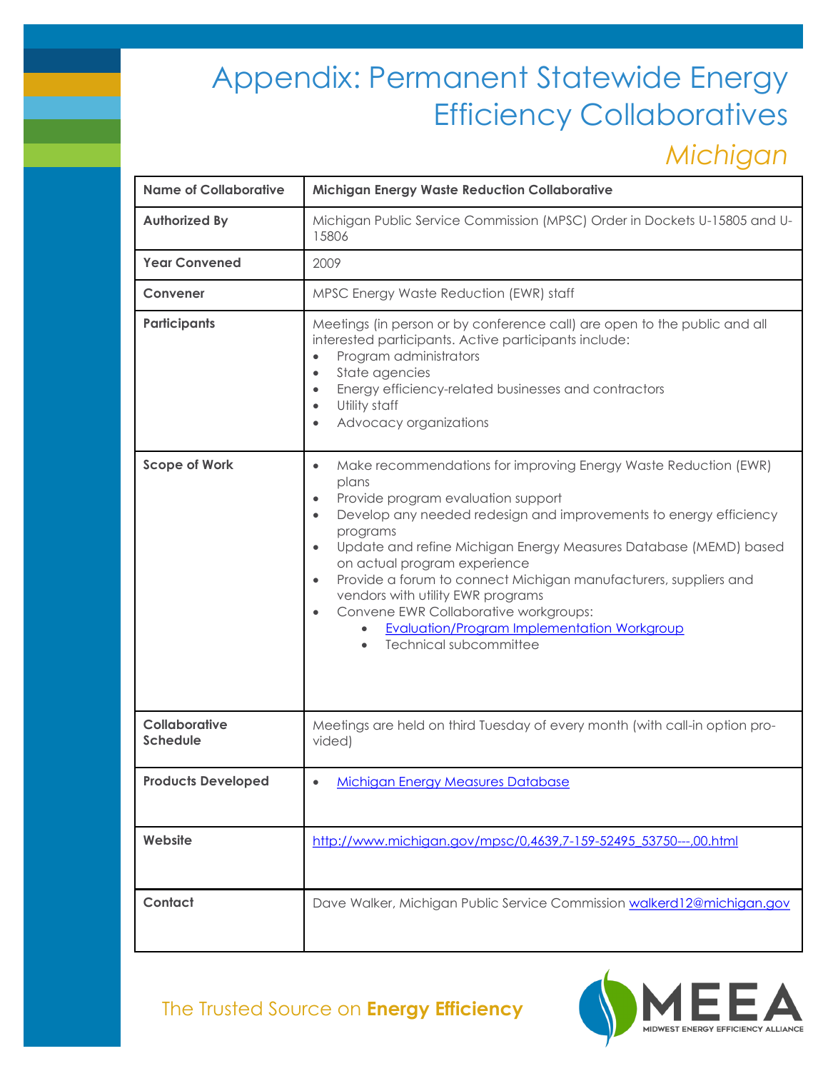# Appendix: Permanent Statewide Energy Efficiency Collaboratives

## *Michigan*

| **Name of Collaborative** | **Michigan Energy Waste Reduction Collaborative** |
|---|---|
| **Authorized By** | Michigan Public Service Commission (MPSC) Order in Dockets U-15805 and U-15806 |
| **Year Convened** | 2009 |
| **Convener** | MPSC Energy Waste Reduction (EWR) staff |
| **Participants** | Meetings (in person or by conference call) are open to the public and all interested participants. Active participants include:<br>• Program administrators<br>• State agencies<br>• Energy efficiency-related businesses and contractors<br>• Utility staff<br>• Advocacy organizations |
| **Scope of Work** | • Make recommendations for improving Energy Waste Reduction (EWR) plans<br>• Provide program evaluation support<br>• Develop any needed redesign and improvements to energy efficiency programs<br>• Update and refine Michigan Energy Measures Database (MEMD) based on actual program experience<br>• Provide a forum to connect Michigan manufacturers, suppliers and vendors with utility EWR programs<br>• Convene EWR Collaborative workgroups:<br>&nbsp;&nbsp;&nbsp;&nbsp;• Evaluation/Program Implementation Workgroup<br>&nbsp;&nbsp;&nbsp;&nbsp;• Technical subcommittee |
| **Collaborative Schedule** | Meetings are held on third Tuesday of every month (with call-in option provided) |
| **Products Developed** | • Michigan Energy Measures Database |
| **Website** | http://www.michigan.gov/mpsc/0,4639,7-159-52495_53750---,00.html |
| **Contact** | Dave Walker, Michigan Public Service Commission walkerd12@michigan.gov |

The Trusted Source on **Energy Efficiency**

MEEA MIDWEST ENERGY EFFICIENCY ALLIANCE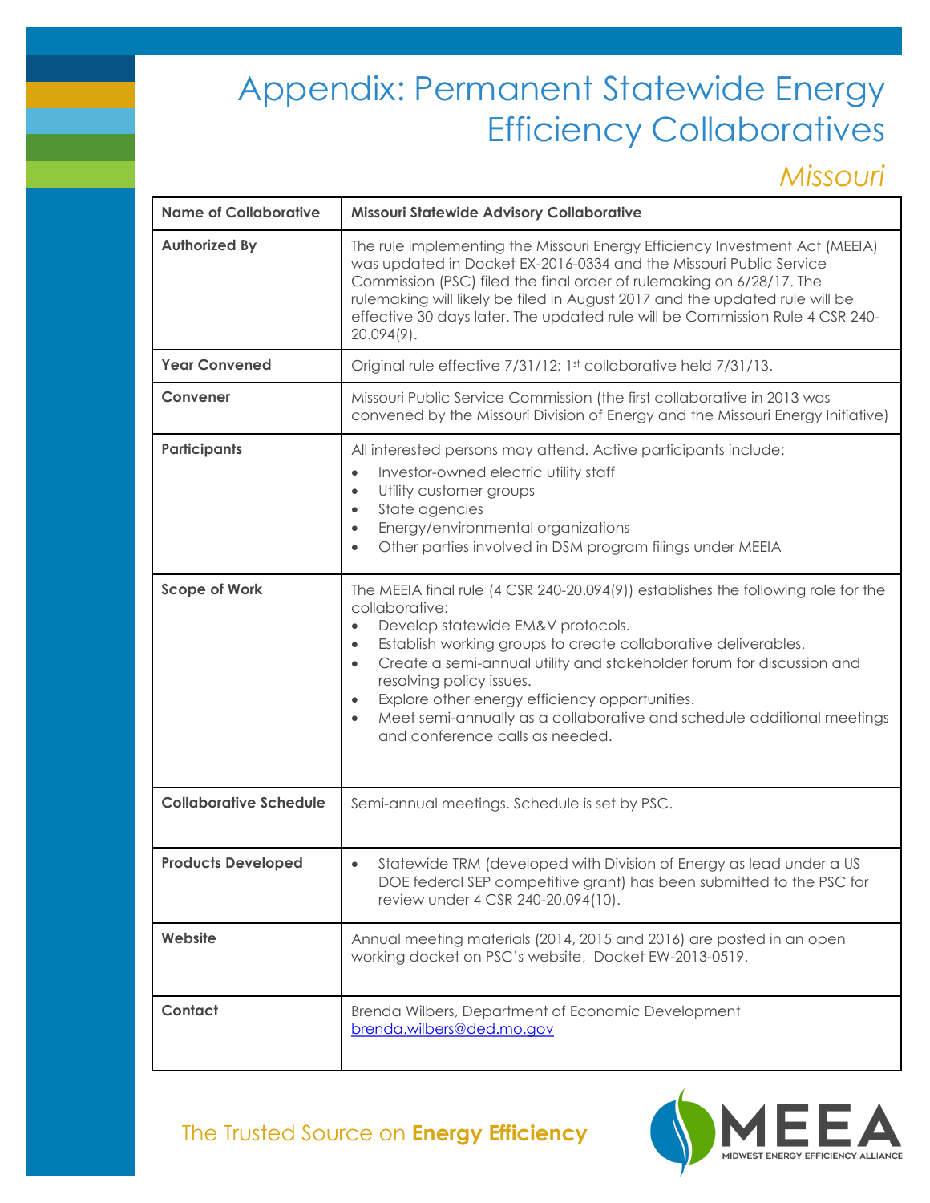# Appendix: Permanent Statewide Energy Efficiency Collaboratives

## *Missouri*

| Name of Collaborative | Missouri Statewide Advisory Collaborative |
|---|---|
| **Authorized By** | The rule implementing the Missouri Energy Efficiency Investment Act (MEEIA) was updated in Docket EX-2016-0334 and the Missouri Public Service Commission (PSC) filed the final order of rulemaking on 6/28/17. The rulemaking will likely be filed in August 2017 and the updated rule will be effective 30 days later. The updated rule will be Commission Rule 4 CSR 240-20.094(9). |
| **Year Convened** | Original rule effective 7/31/12; 1st collaborative held 7/31/13. |
| **Convener** | Missouri Public Service Commission (the first collaborative in 2013 was convened by the Missouri Division of Energy and the Missouri Energy Initiative) |
| **Participants** | All interested persons may attend. Active participants include:<br>• Investor-owned electric utility staff<br>• Utility customer groups<br>• State agencies<br>• Energy/environmental organizations<br>• Other parties involved in DSM program filings under MEEIA |
| **Scope of Work** | The MEEIA final rule (4 CSR 240-20.094(9)) establishes the following role for the collaborative:<br>• Develop statewide EM&V protocols.<br>• Establish working groups to create collaborative deliverables.<br>• Create a semi-annual utility and stakeholder forum for discussion and resolving policy issues.<br>• Explore other energy efficiency opportunities.<br>• Meet semi-annually as a collaborative and schedule additional meetings and conference calls as needed. |
| **Collaborative Schedule** | Semi-annual meetings. Schedule is set by PSC. |
| **Products Developed** | • Statewide TRM (developed with Division of Energy as lead under a US DOE federal SEP competitive grant) has been submitted to the PSC for review under 4 CSR 240-20.094(10). |
| **Website** | Annual meeting materials (2014, 2015 and 2016) are posted in an open working docket on PSC's website, Docket EW-2013-0519. |
| **Contact** | Brenda Wilbers, Department of Economic Development<br>brenda.wilbers@ded.mo.gov |

The Trusted Source on **Energy Efficiency**

MEEA
MIDWEST ENERGY EFFICIENCY ALLIANCE